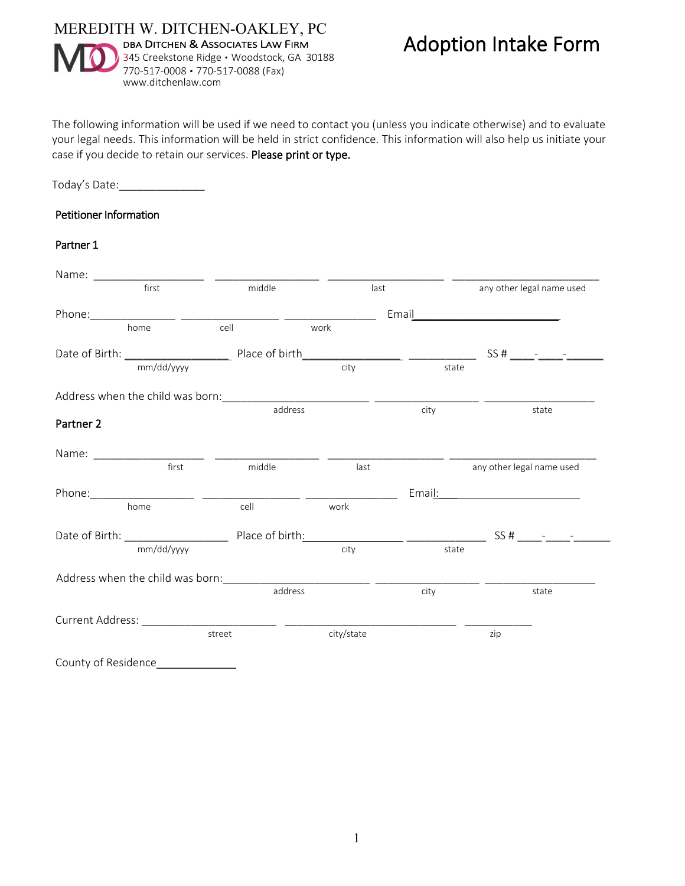MEREDITH W. DITCHEN-OAKLEY, PC
DBA DITCHEN & ASSOCIATES LAW FIRM
345 Creekstone Ridge • Woodstock, GA 30188
770-517-0008 • 770-517-0088 (Fax)
www.ditchenlaw.com

# Adoption Intake Form

The following information will be used if we need to contact you (unless you indicate otherwise) and to evaluate your legal needs. This information will be held in strict confidence. This information will also help us initiate your case if you decide to retain our services. **Please print or type.**

Today's Date:______________

## Petitioner Information

### Partner 1

Name: __________________ __________________ ____________________ _________________________
first middle last any other legal name used

Phone:______________ ________________ _______________ Email________________________
home cell work

Date of Birth: _________________ Place of birth________________ ___________ SS # ____-____-______
mm/dd/yyyy city state

Address when the child was born:________________________ _________________ __________________
address city state

### Partner 2

Name: __________________ __________________ ____________________ _________________________
first middle last any other legal name used

Phone:_________________ ________________ _______________ Email:___________________________
home cell work

Date of Birth: _________________ Place of birth:________________ _____________ SS # ____-____-______
mm/dd/yyyy city state

Address when the child was born:________________________ _________________ __________________
address city state

Current Address: ______________________ _____________________________ ___________
street city/state zip

County of Residence_____________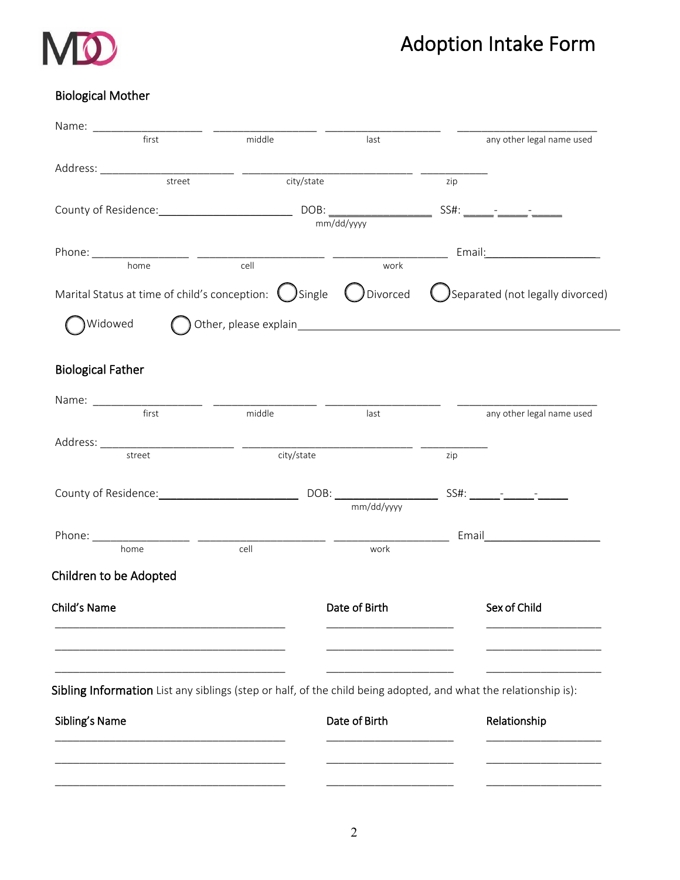# Adoption Intake Form

## Biological Mother

Name: ________________ ________________ ________________ ____________________
first middle last any other legal name used

Address: ____________________ __________________________ __________
street city/state zip

County of Residence:____________________ DOB: ______________ SS#: _____-_____-_____
mm/dd/yyyy

Phone: ______________ __________________ _________________ Email:_________________
home cell work

Marital Status at time of child's conception: ◯ Single ◯ Divorced ◯ Separated (not legally divorced)

◯ Widowed ◯ Other, please explain_______________________________________________

## Biological Father

Name: ________________ ________________ ________________ ____________________
first middle last any other legal name used

Address: ____________________ __________________________ __________
street city/state zip

County of Residence:____________________ DOB: ______________ SS#: _____-_____-_____
mm/dd/yyyy

Phone: ______________ __________________ _________________ Email_________________
home cell work

## Children to be Adopted

| Child's Name | Date of Birth | Sex of Child |
| --- | --- | --- |
| | | |
| | | |
| | | |

**Sibling Information** List any siblings (step or half, of the child being adopted, and what the relationship is):

| Sibling's Name | Date of Birth | Relationship |
| --- | --- | --- |
| | | |
| | | |
| | | |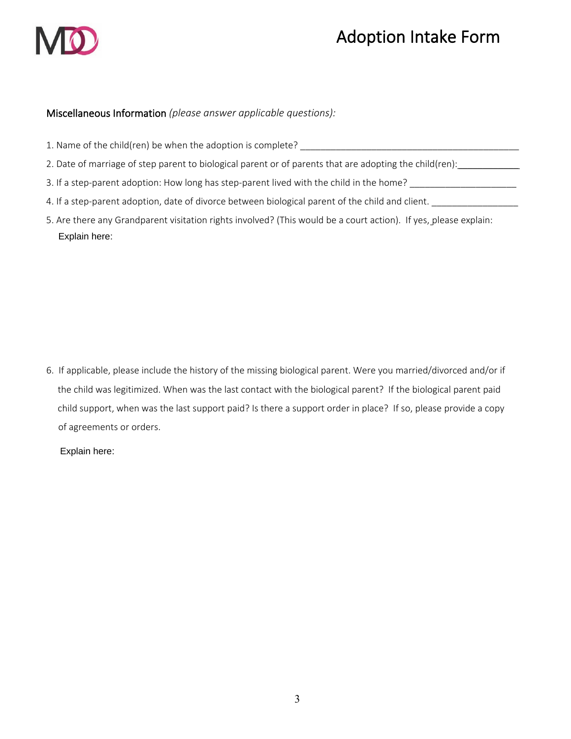# Adoption Intake Form

**Miscellaneous Information** *(please answer applicable questions):*

1. Name of the child(ren) be when the adoption is complete? ___________________________________________
2. Date of marriage of step parent to biological parent or of parents that are adopting the child(ren): ____________
3. If a step-parent adoption: How long has step-parent lived with the child in the home? _____________________
4. If a step-parent adoption, date of divorce between biological parent of the child and client. ________________
5. Are there any Grandparent visitation rights involved? (This would be a court action). If yes, please explain:

   Explain here:

6. If applicable, please include the history of the missing biological parent. Were you married/divorced and/or if the child was legitimized. When was the last contact with the biological parent? If the biological parent paid child support, when was the last support paid? Is there a support order in place? If so, please provide a copy of agreements or orders.

   Explain here: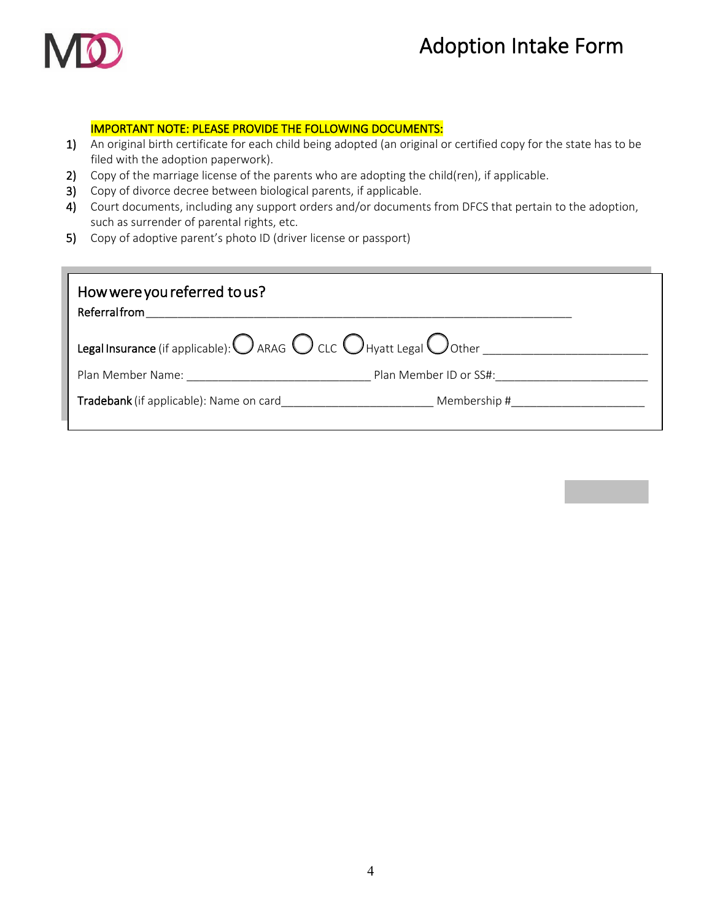# Adoption Intake Form

**IMPORTANT NOTE: PLEASE PROVIDE THE FOLLOWING DOCUMENTS:**

1) An original birth certificate for each child being adopted (an original or certified copy for the state has to be filed with the adoption paperwork).
2) Copy of the marriage license of the parents who are adopting the child(ren), if applicable.
3) Copy of divorce decree between biological parents, if applicable.
4) Court documents, including any support orders and/or documents from DFCS that pertain to the adoption, such as surrender of parental rights, etc.
5) Copy of adoptive parent's photo ID (driver license or passport)

## How were you referred to us?

Referral from ______________________________________________________________________

**Legal Insurance** (if applicable): ◯ ARAG ◯ CLC ◯ Hyatt Legal ◯ Other __________________________

Plan Member Name: ______________________________ Plan Member ID or SS#: ________________________

**Tradebank** (if applicable): Name on card ________________________ Membership # _____________________